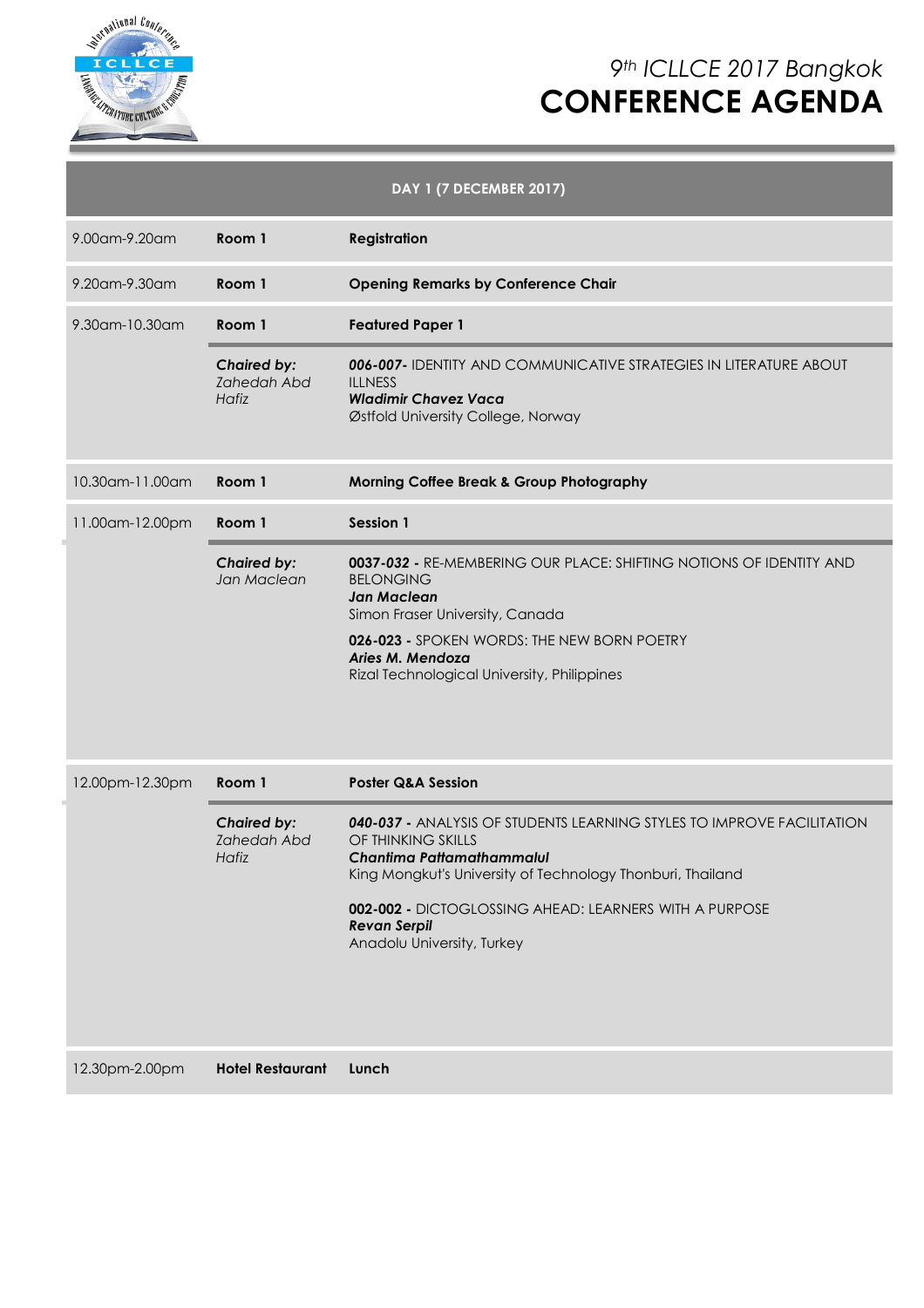# 9th ICLLCE 2017 Bangkok
# CONFERENCE AGENDA

| DAY 1 (7 DECEMBER 2017) | | |
|---|---|---|
| 9.00am-9.20am | **Room 1** | **Registration** |
| 9.20am-9.30am | **Room 1** | **Opening Remarks by Conference Chair** |
| 9.30am-10.30am | **Room 1** | **Featured Paper 1** |
| | ***Chaired by:*** *Zahedah Abd Hafiz* | ***006-007-*** IDENTITY AND COMMUNICATIVE STRATEGIES IN LITERATURE ABOUT ILLNESS<br>***Wladimir Chavez Vaca***<br>Østfold University College, Norway |
| 10.30am-11.00am | **Room 1** | **Morning Coffee Break & Group Photography** |
| 11.00am-12.00pm | **Room 1** | **Session 1** |
| | ***Chaired by:*** *Jan Maclean* | **0037-032 -** RE-MEMBERING OUR PLACE: SHIFTING NOTIONS OF IDENTITY AND BELONGING<br>***Jan Maclean***<br>Simon Fraser University, Canada<br><br>**026-023 -** SPOKEN WORDS: THE NEW BORN POETRY<br>***Aries M. Mendoza***<br>Rizal Technological University, Philippines |
| 12.00pm-12.30pm | **Room 1** | **Poster Q&A Session** |
| | ***Chaired by:*** *Zahedah Abd Hafiz* | ***040-037 -*** ANALYSIS OF STUDENTS LEARNING STYLES TO IMPROVE FACILITATION OF THINKING SKILLS<br>***Chantima Pattamathammalul***<br>King Mongkut's University of Technology Thonburi, Thailand<br><br>**002-002 -** DICTOGLOSSING AHEAD: LEARNERS WITH A PURPOSE<br>***Revan Serpil***<br>Anadolu University, Turkey |
| 12.30pm-2.00pm | **Hotel Restaurant** | **Lunch** |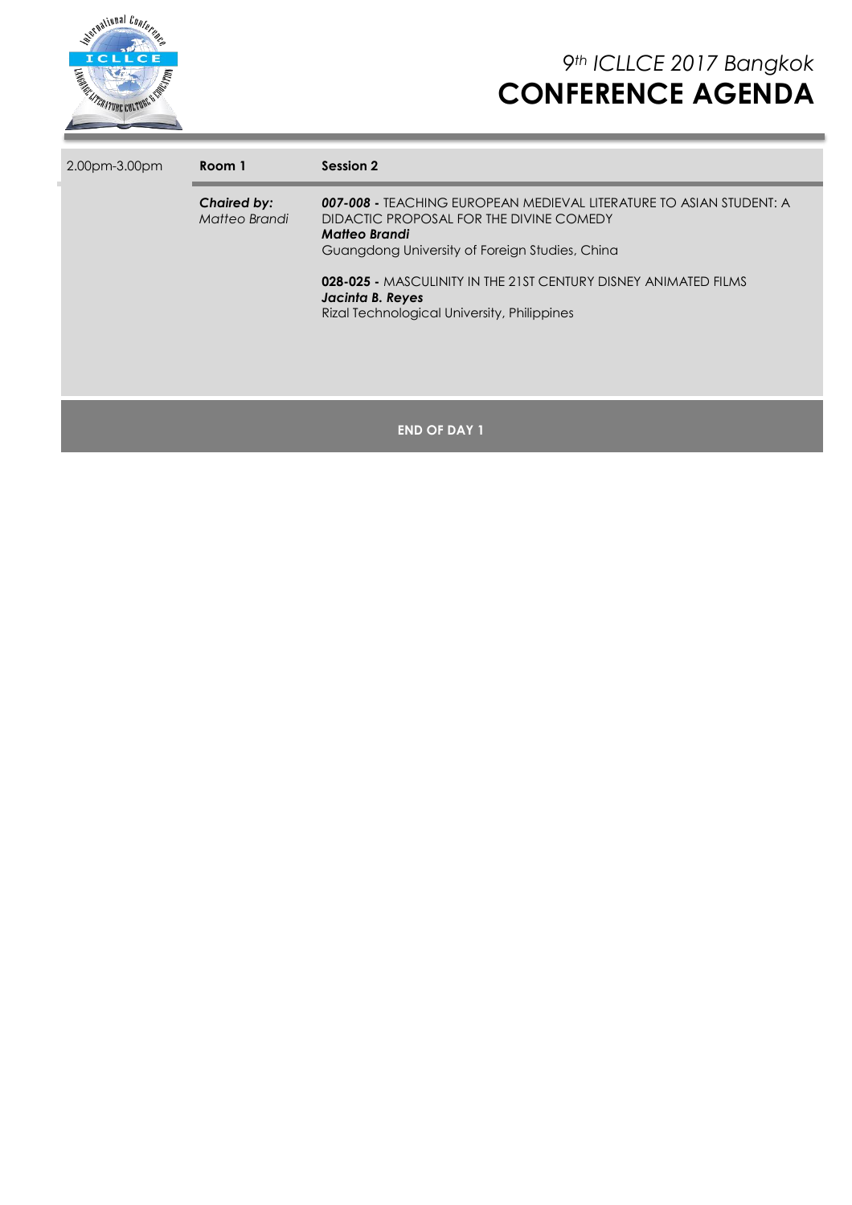| 2.00pm-3.00pm | **Room 1** | **Session 2** |
|---|---|---|
| | ***Chaired by:*** *Matteo Brandi* | ***007-008 -*** TEACHING EUROPEAN MEDIEVAL LITERATURE TO ASIAN STUDENT: A DIDACTIC PROPOSAL FOR THE DIVINE COMEDY<br>***Matteo Brandi***<br>Guangdong University of Foreign Studies, China<br><br>**028-025 -** MASCULINITY IN THE 21ST CENTURY DISNEY ANIMATED FILMS<br>***Jacinta B. Reyes***<br>Rizal Technological University, Philippines |

**END OF DAY 1**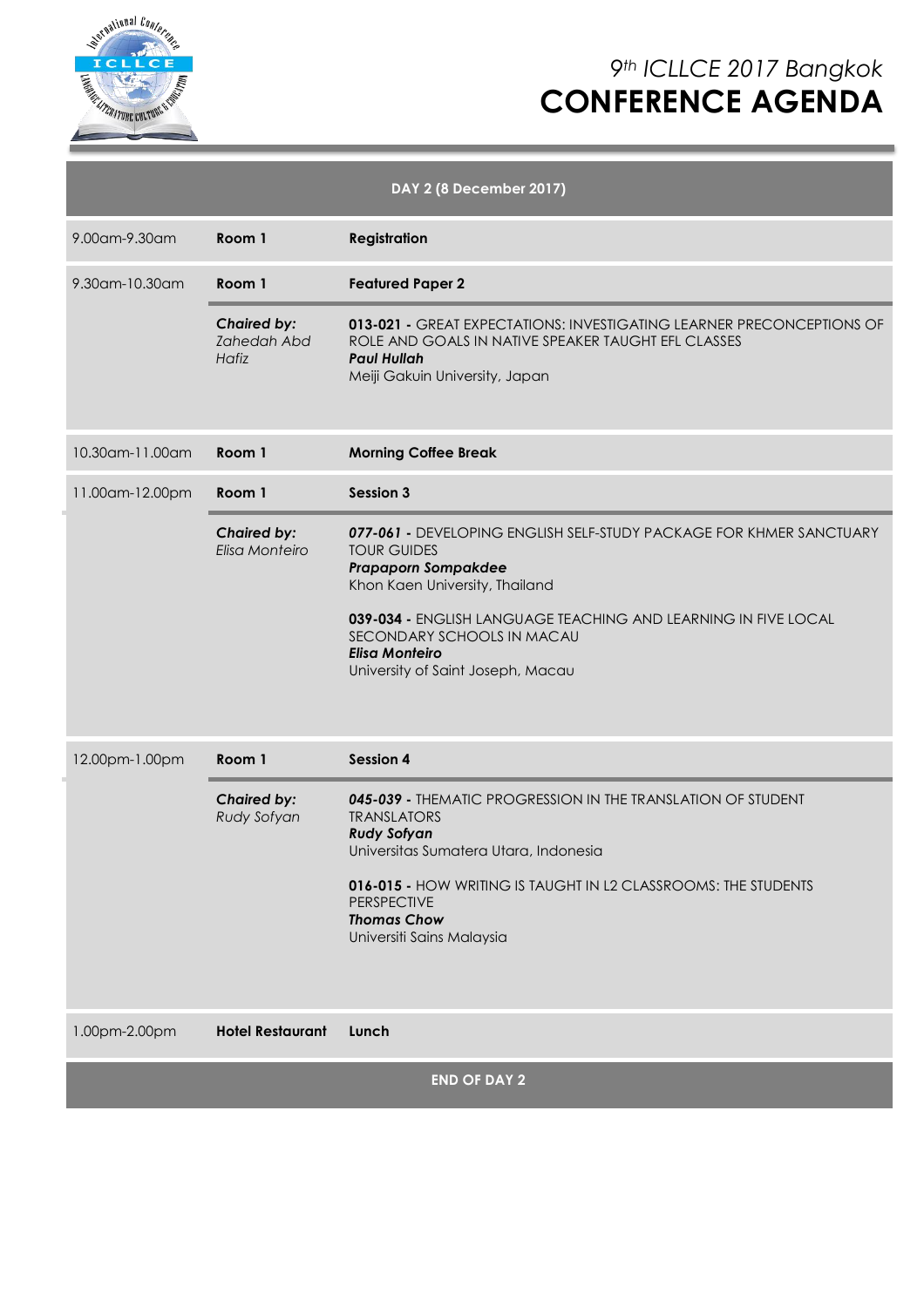# 9th ICLLCE 2017 Bangkok

# CONFERENCE AGENDA

| DAY 2 (8 December 2017) | | |
|---|---|---|
| 9.00am-9.30am | **Room 1** | **Registration** |
| 9.30am-10.30am | **Room 1** | **Featured Paper 2** |
| | ***Chaired by:*** *Zahedah Abd Hafiz* | **013-021 -** GREAT EXPECTATIONS: INVESTIGATING LEARNER PRECONCEPTIONS OF ROLE AND GOALS IN NATIVE SPEAKER TAUGHT EFL CLASSES<br>***Paul Hullah***<br>Meiji Gakuin University, Japan |
| 10.30am-11.00am | **Room 1** | **Morning Coffee Break** |
| 11.00am-12.00pm | **Room 1** | **Session 3** |
| | ***Chaired by:*** *Elisa Monteiro* | ***077-061* -** DEVELOPING ENGLISH SELF-STUDY PACKAGE FOR KHMER SANCTUARY TOUR GUIDES<br>***Prapaporn Sompakdee***<br>Khon Kaen University, Thailand<br><br>**039-034 -** ENGLISH LANGUAGE TEACHING AND LEARNING IN FIVE LOCAL SECONDARY SCHOOLS IN MACAU<br>***Elisa Monteiro***<br>University of Saint Joseph, Macau |
| 12.00pm-1.00pm | **Room 1** | **Session 4** |
| | ***Chaired by:*** *Rudy Sofyan* | ***045-039* -** THEMATIC PROGRESSION IN THE TRANSLATION OF STUDENT TRANSLATORS<br>***Rudy Sofyan***<br>Universitas Sumatera Utara, Indonesia<br><br>**016-015 -** HOW WRITING IS TAUGHT IN L2 CLASSROOMS: THE STUDENTS PERSPECTIVE<br>***Thomas Chow***<br>Universiti Sains Malaysia |
| 1.00pm-2.00pm | **Hotel Restaurant** | **Lunch** |
| **END OF DAY 2** | | |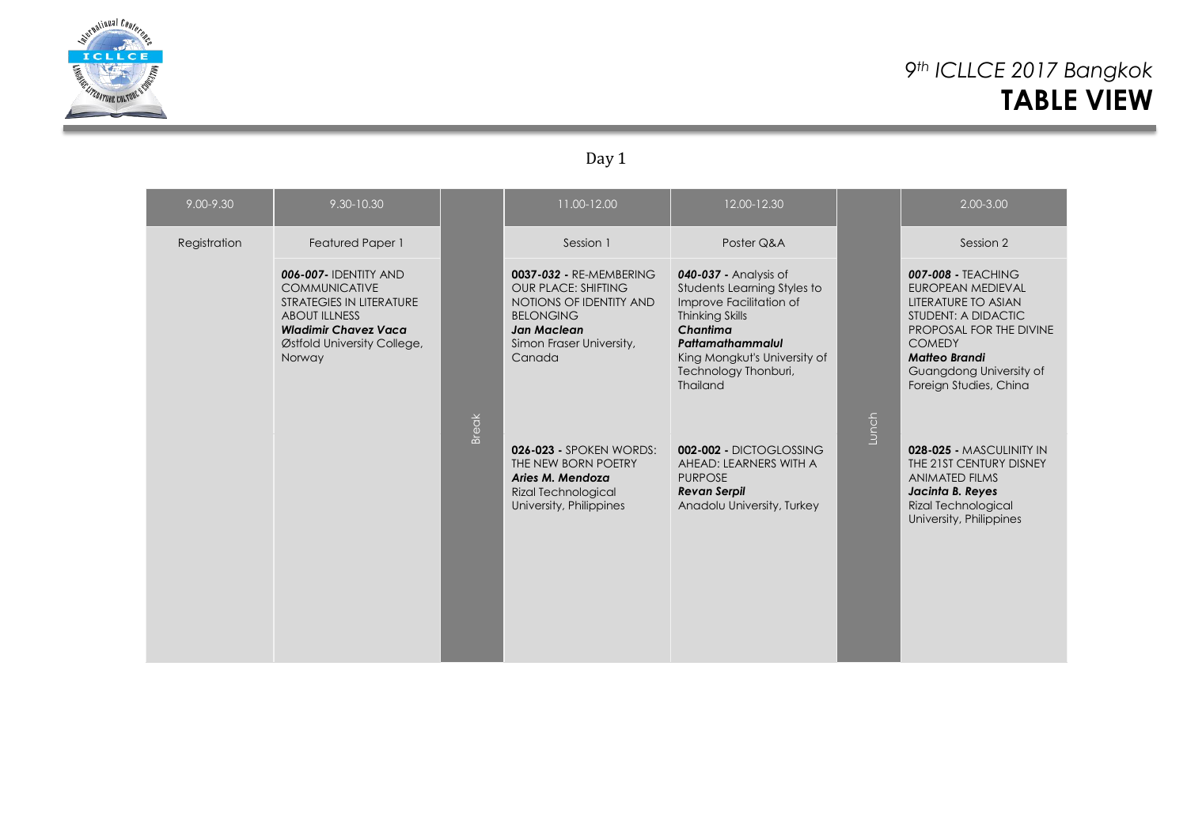# 9th ICLLCE 2017 Bangkok
# TABLE VIEW

## Day 1

| 9.00-9.30 | 9.30-10.30 | | 11.00-12.00 | 12.00-12.30 | | 2.00-3.00 |
|---|---|---|---|---|---|---|
| Registration | Featured Paper 1 | Break | Session 1 | Poster Q&A | Lunch | Session 2 |
| | ***006-007-*** IDENTITY AND COMMUNICATIVE STRATEGIES IN LITERATURE ABOUT ILLNESS ***Wladimir Chavez Vaca*** Østfold University College, Norway | | ***0037-032*** **-** RE-MEMBERING OUR PLACE: SHIFTING NOTIONS OF IDENTITY AND BELONGING ***Jan Maclean*** Simon Fraser University, Canada | ***040-037*** **-** Analysis of Students Learning Styles to Improve Facilitation of Thinking Skills ***Chantima Pattamathammalul*** King Mongkut's University of Technology Thonburi, Thailand | | ***007-008*** **-** TEACHING EUROPEAN MEDIEVAL LITERATURE TO ASIAN STUDENT: A DIDACTIC PROPOSAL FOR THE DIVINE COMEDY ***Matteo Brandi*** Guangdong University of Foreign Studies, China |
| | | | **026-023 -** SPOKEN WORDS: THE NEW BORN POETRY ***Aries M. Mendoza*** Rizal Technological University, Philippines | **002-002 -** DICTOGLOSSING AHEAD: LEARNERS WITH A PURPOSE ***Revan Serpil*** Anadolu University, Turkey | | **028-025 -** MASCULINITY IN THE 21ST CENTURY DISNEY ANIMATED FILMS ***Jacinta B. Reyes*** Rizal Technological University, Philippines |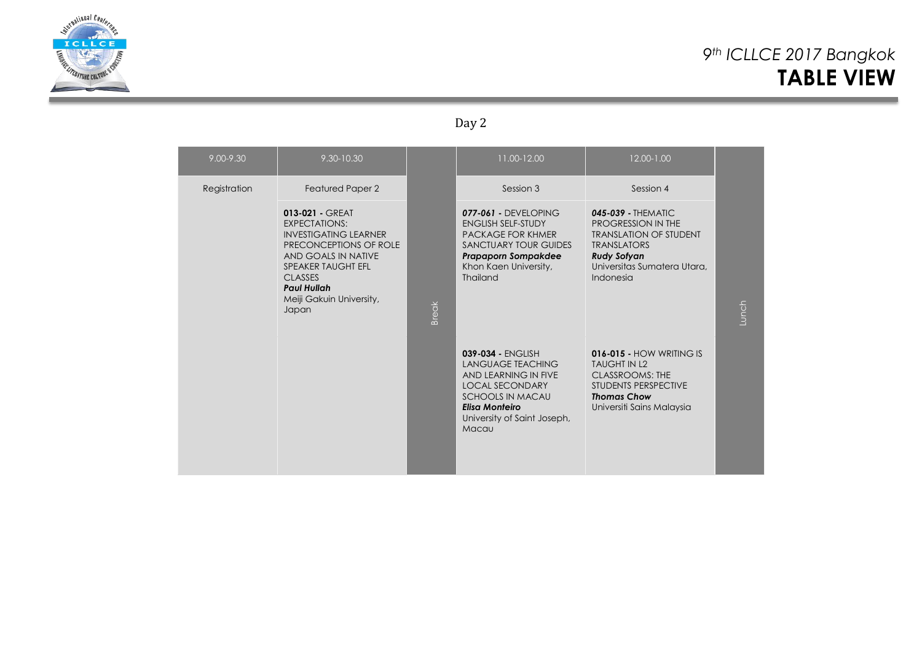# 9th ICLLCE 2017 Bangkok
# TABLE VIEW

## Day 2

| 9.00-9.30 | 9.30-10.30 | | 11.00-12.00 | 12.00-1.00 | |
|---|---|---|---|---|---|
| Registration | Featured Paper 2 | Break | Session 3 | Session 4 | Lunch |
| | **013-021 -** GREAT EXPECTATIONS: INVESTIGATING LEARNER PRECONCEPTIONS OF ROLE AND GOALS IN NATIVE SPEAKER TAUGHT EFL CLASSES ***Paul Hullah*** Meiji Gakuin University, Japan | | ***077-061*** **-** DEVELOPING ENGLISH SELF-STUDY PACKAGE FOR KHMER SANCTUARY TOUR GUIDES ***Prapaporn Sompakdee*** Khon Kaen University, Thailand | ***045-039*** **-** THEMATIC PROGRESSION IN THE TRANSLATION OF STUDENT TRANSLATORS ***Rudy Sofyan*** Universitas Sumatera Utara, Indonesia | |
| | | | **039-034 -** ENGLISH LANGUAGE TEACHING AND LEARNING IN FIVE LOCAL SECONDARY SCHOOLS IN MACAU ***Elisa Monteiro*** University of Saint Joseph, Macau | **016-015 -** HOW WRITING IS TAUGHT IN L2 CLASSROOMS: THE STUDENTS PERSPECTIVE ***Thomas Chow*** Universiti Sains Malaysia | |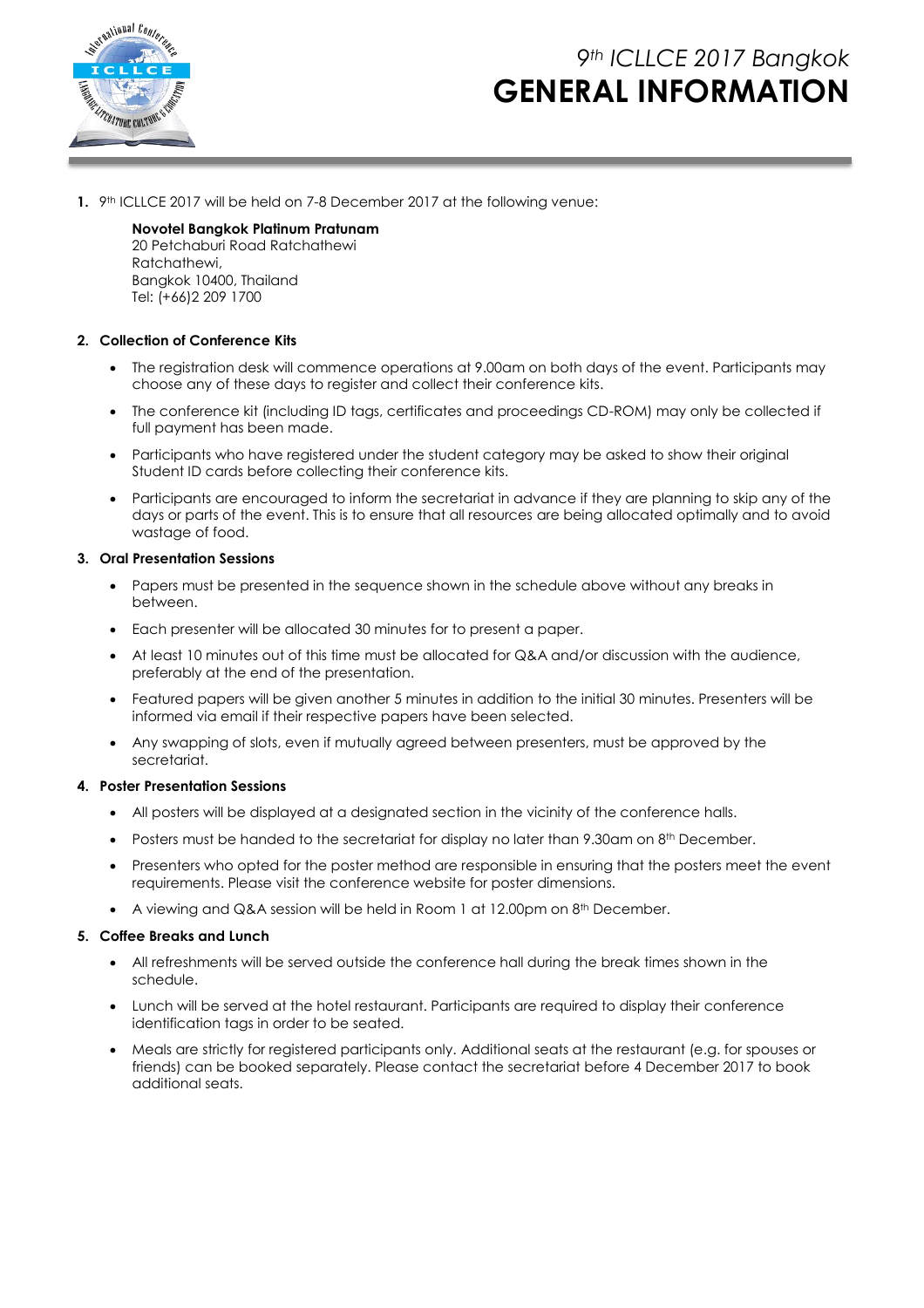# 9th ICLLCE 2017 Bangkok
# GENERAL INFORMATION

1. 9th ICLLCE 2017 will be held on 7-8 December 2017 at the following venue:

   **Novotel Bangkok Platinum Pratunam**
   20 Petchaburi Road Ratchathewi
   Ratchathewi,
   Bangkok 10400, Thailand
   Tel: (+66)2 209 1700

2. **Collection of Conference Kits**
   - The registration desk will commence operations at 9.00am on both days of the event. Participants may choose any of these days to register and collect their conference kits.
   - The conference kit (including ID tags, certificates and proceedings CD-ROM) may only be collected if full payment has been made.
   - Participants who have registered under the student category may be asked to show their original Student ID cards before collecting their conference kits.
   - Participants are encouraged to inform the secretariat in advance if they are planning to skip any of the days or parts of the event. This is to ensure that all resources are being allocated optimally and to avoid wastage of food.

3. **Oral Presentation Sessions**
   - Papers must be presented in the sequence shown in the schedule above without any breaks in between.
   - Each presenter will be allocated 30 minutes for to present a paper.
   - At least 10 minutes out of this time must be allocated for Q&A and/or discussion with the audience, preferably at the end of the presentation.
   - Featured papers will be given another 5 minutes in addition to the initial 30 minutes. Presenters will be informed via email if their respective papers have been selected.
   - Any swapping of slots, even if mutually agreed between presenters, must be approved by the secretariat.

4. **Poster Presentation Sessions**
   - All posters will be displayed at a designated section in the vicinity of the conference halls.
   - Posters must be handed to the secretariat for display no later than 9.30am on 8th December.
   - Presenters who opted for the poster method are responsible in ensuring that the posters meet the event requirements. Please visit the conference website for poster dimensions.
   - A viewing and Q&A session will be held in Room 1 at 12.00pm on 8th December.

5. **Coffee Breaks and Lunch**
   - All refreshments will be served outside the conference hall during the break times shown in the schedule.
   - Lunch will be served at the hotel restaurant. Participants are required to display their conference identification tags in order to be seated.
   - Meals are strictly for registered participants only. Additional seats at the restaurant (e.g. for spouses or friends) can be booked separately. Please contact the secretariat before 4 December 2017 to book additional seats.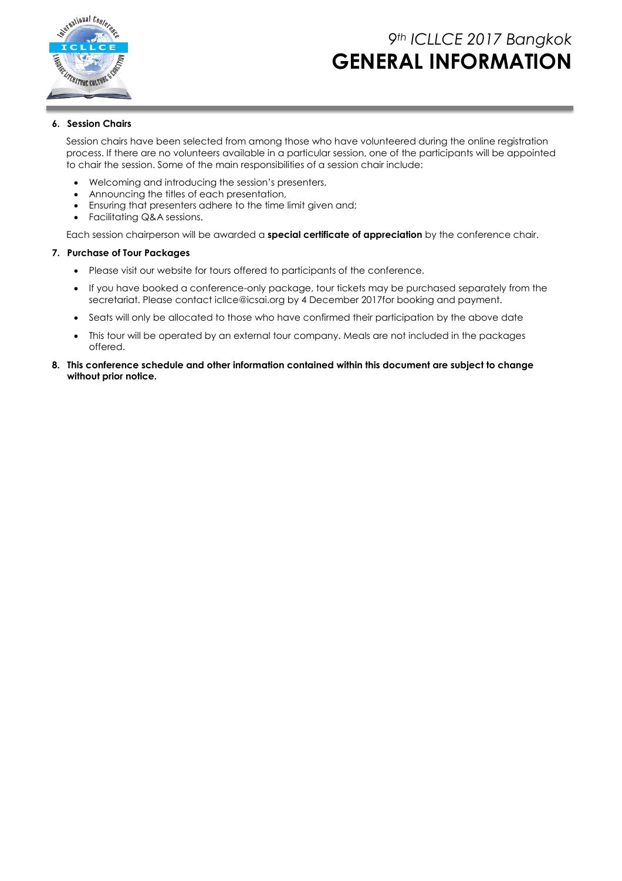**6. Session Chairs**

Session chairs have been selected from among those who have volunteered during the online registration process. If there are no volunteers available in a particular session, one of the participants will be appointed to chair the session. Some of the main responsibilities of a session chair include:

- Welcoming and introducing the session's presenters,
- Announcing the titles of each presentation,
- Ensuring that presenters adhere to the time limit given and;
- Facilitating Q&A sessions.

Each session chairperson will be awarded a **special certificate of appreciation** by the conference chair.

**7. Purchase of Tour Packages**

- Please visit our website for tours offered to participants of the conference.
- If you have booked a conference-only package, tour tickets may be purchased separately from the secretariat. Please contact icllce@icsai.org by 4 December 2017for booking and payment.
- Seats will only be allocated to those who have confirmed their participation by the above date
- This tour will be operated by an external tour company. Meals are not included in the packages offered.

**8. This conference schedule and other information contained within this document are subject to change without prior notice.**